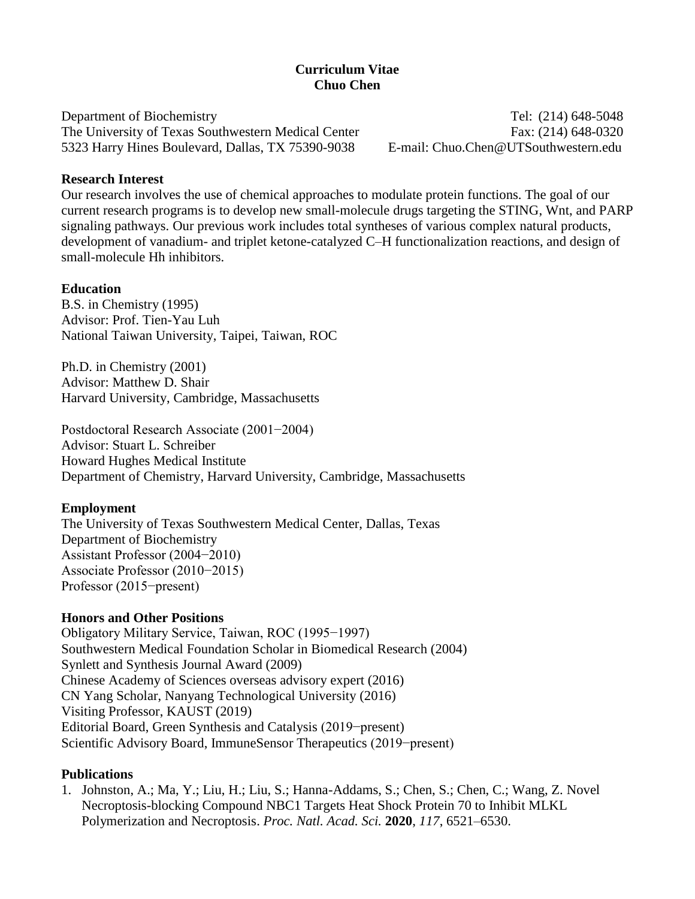**Curriculum Vitae**
**Chuo Chen**

Department of Biochemistry
The University of Texas Southwestern Medical Center
5323 Harry Hines Boulevard, Dallas, TX 75390-9038

Tel: (214) 648-5048
Fax: (214) 648-0320
E-mail: Chuo.Chen@UTSouthwestern.edu

## Research Interest

Our research involves the use of chemical approaches to modulate protein functions. The goal of our current research programs is to develop new small-molecule drugs targeting the STING, Wnt, and PARP signaling pathways. Our previous work includes total syntheses of various complex natural products, development of vanadium- and triplet ketone-catalyzed C–H functionalization reactions, and design of small-molecule Hh inhibitors.

## Education

B.S. in Chemistry (1995)
Advisor: Prof. Tien-Yau Luh
National Taiwan University, Taipei, Taiwan, ROC

Ph.D. in Chemistry (2001)
Advisor: Matthew D. Shair
Harvard University, Cambridge, Massachusetts

Postdoctoral Research Associate (2001−2004)
Advisor: Stuart L. Schreiber
Howard Hughes Medical Institute
Department of Chemistry, Harvard University, Cambridge, Massachusetts

## Employment

The University of Texas Southwestern Medical Center, Dallas, Texas
Department of Biochemistry
Assistant Professor (2004−2010)
Associate Professor (2010−2015)
Professor (2015−present)

## Honors and Other Positions

Obligatory Military Service, Taiwan, ROC (1995−1997)
Southwestern Medical Foundation Scholar in Biomedical Research (2004)
Synlett and Synthesis Journal Award (2009)
Chinese Academy of Sciences overseas advisory expert (2016)
CN Yang Scholar, Nanyang Technological University (2016)
Visiting Professor, KAUST (2019)
Editorial Board, Green Synthesis and Catalysis (2019−present)
Scientific Advisory Board, ImmuneSensor Therapeutics (2019−present)

## Publications

1. Johnston, A.; Ma, Y.; Liu, H.; Liu, S.; Hanna-Addams, S.; Chen, S.; Chen, C.; Wang, Z. Novel Necroptosis-blocking Compound NBC1 Targets Heat Shock Protein 70 to Inhibit MLKL Polymerization and Necroptosis. *Proc. Natl. Acad. Sci.* **2020**, *117*, 6521–6530.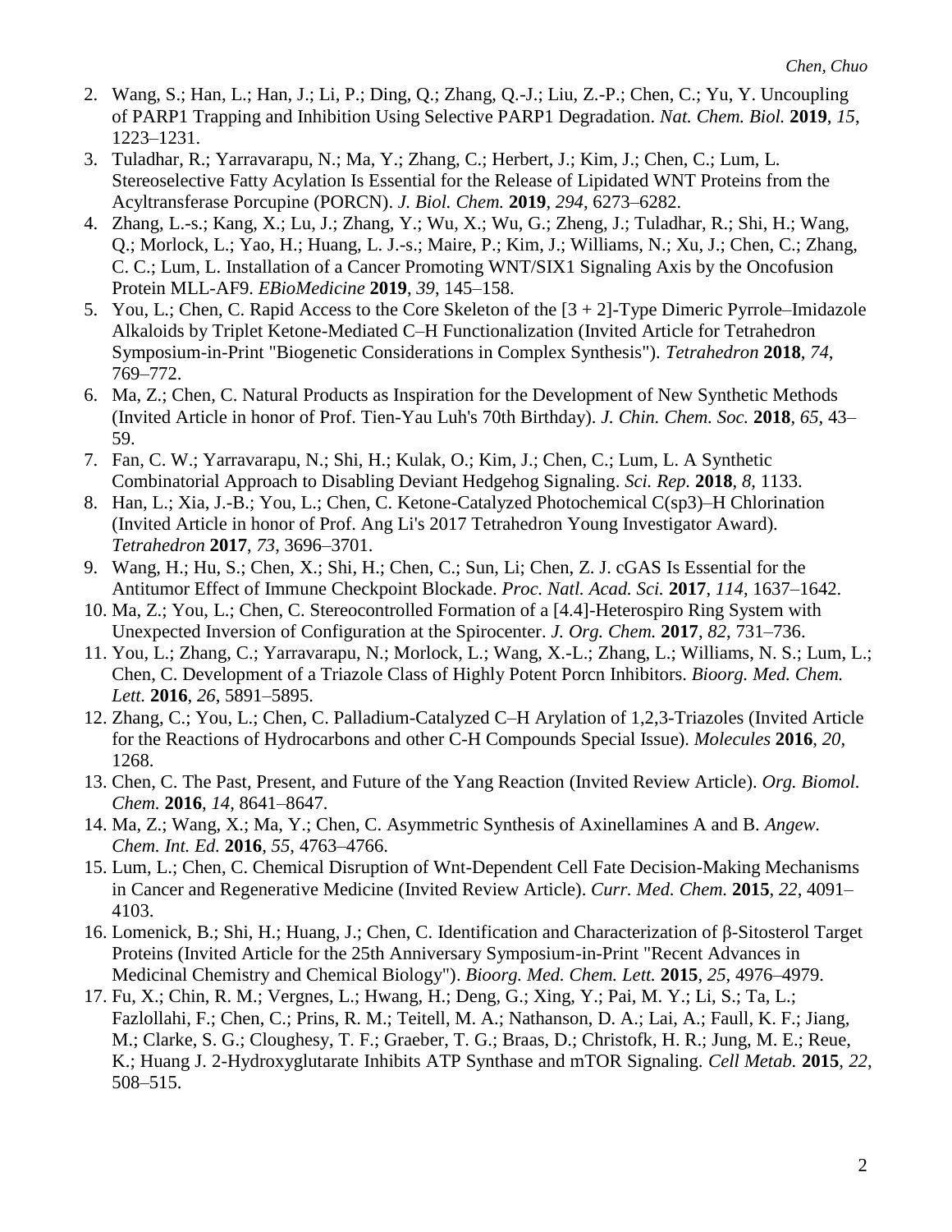2. Wang, S.; Han, L.; Han, J.; Li, P.; Ding, Q.; Zhang, Q.-J.; Liu, Z.-P.; Chen, C.; Yu, Y. Uncoupling of PARP1 Trapping and Inhibition Using Selective PARP1 Degradation. *Nat. Chem. Biol.* **2019**, *15*, 1223–1231.
3. Tuladhar, R.; Yarravarapu, N.; Ma, Y.; Zhang, C.; Herbert, J.; Kim, J.; Chen, C.; Lum, L. Stereoselective Fatty Acylation Is Essential for the Release of Lipidated WNT Proteins from the Acyltransferase Porcupine (PORCN). *J. Biol. Chem.* **2019**, *294*, 6273–6282.
4. Zhang, L.-s.; Kang, X.; Lu, J.; Zhang, Y.; Wu, X.; Wu, G.; Zheng, J.; Tuladhar, R.; Shi, H.; Wang, Q.; Morlock, L.; Yao, H.; Huang, L. J.-s.; Maire, P.; Kim, J.; Williams, N.; Xu, J.; Chen, C.; Zhang, C. C.; Lum, L. Installation of a Cancer Promoting WNT/SIX1 Signaling Axis by the Oncofusion Protein MLL-AF9. *EBioMedicine* **2019**, *39*, 145–158.
5. You, L.; Chen, C. Rapid Access to the Core Skeleton of the [3 + 2]-Type Dimeric Pyrrole–Imidazole Alkaloids by Triplet Ketone-Mediated C–H Functionalization (Invited Article for Tetrahedron Symposium-in-Print "Biogenetic Considerations in Complex Synthesis"). *Tetrahedron* **2018**, *74*, 769–772.
6. Ma, Z.; Chen, C. Natural Products as Inspiration for the Development of New Synthetic Methods (Invited Article in honor of Prof. Tien-Yau Luh's 70th Birthday). *J. Chin. Chem. Soc.* **2018**, *65*, 43–59.
7. Fan, C. W.; Yarravarapu, N.; Shi, H.; Kulak, O.; Kim, J.; Chen, C.; Lum, L. A Synthetic Combinatorial Approach to Disabling Deviant Hedgehog Signaling. *Sci. Rep.* **2018**, *8*, 1133.
8. Han, L.; Xia, J.-B.; You, L.; Chen, C. Ketone-Catalyzed Photochemical C(sp3)–H Chlorination (Invited Article in honor of Prof. Ang Li's 2017 Tetrahedron Young Investigator Award). *Tetrahedron* **2017**, *73*, 3696–3701.
9. Wang, H.; Hu, S.; Chen, X.; Shi, H.; Chen, C.; Sun, Li; Chen, Z. J. cGAS Is Essential for the Antitumor Effect of Immune Checkpoint Blockade. *Proc. Natl. Acad. Sci.* **2017**, *114*, 1637–1642.
10. Ma, Z.; You, L.; Chen, C. Stereocontrolled Formation of a [4.4]-Heterospiro Ring System with Unexpected Inversion of Configuration at the Spirocenter. *J. Org. Chem.* **2017**, *82*, 731–736.
11. You, L.; Zhang, C.; Yarravarapu, N.; Morlock, L.; Wang, X.-L.; Zhang, L.; Williams, N. S.; Lum, L.; Chen, C. Development of a Triazole Class of Highly Potent Porcn Inhibitors. *Bioorg. Med. Chem. Lett.* **2016**, *26*, 5891–5895.
12. Zhang, C.; You, L.; Chen, C. Palladium-Catalyzed C–H Arylation of 1,2,3-Triazoles (Invited Article for the Reactions of Hydrocarbons and other C-H Compounds Special Issue). *Molecules* **2016**, *20*, 1268.
13. Chen, C. The Past, Present, and Future of the Yang Reaction (Invited Review Article). *Org. Biomol. Chem.* **2016**, *14*, 8641–8647.
14. Ma, Z.; Wang, X.; Ma, Y.; Chen, C. Asymmetric Synthesis of Axinellamines A and B. *Angew. Chem. Int. Ed.* **2016**, *55*, 4763–4766.
15. Lum, L.; Chen, C. Chemical Disruption of Wnt-Dependent Cell Fate Decision-Making Mechanisms in Cancer and Regenerative Medicine (Invited Review Article). *Curr. Med. Chem.* **2015**, *22*, 4091–4103.
16. Lomenick, B.; Shi, H.; Huang, J.; Chen, C. Identification and Characterization of β-Sitosterol Target Proteins (Invited Article for the 25th Anniversary Symposium-in-Print "Recent Advances in Medicinal Chemistry and Chemical Biology"). *Bioorg. Med. Chem. Lett.* **2015**, *25*, 4976–4979.
17. Fu, X.; Chin, R. M.; Vergnes, L.; Hwang, H.; Deng, G.; Xing, Y.; Pai, M. Y.; Li, S.; Ta, L.; Fazlollahi, F.; Chen, C.; Prins, R. M.; Teitell, M. A.; Nathanson, D. A.; Lai, A.; Faull, K. F.; Jiang, M.; Clarke, S. G.; Cloughesy, T. F.; Graeber, T. G.; Braas, D.; Christofk, H. R.; Jung, M. E.; Reue, K.; Huang J. 2-Hydroxyglutarate Inhibits ATP Synthase and mTOR Signaling. *Cell Metab.* **2015**, *22*, 508–515.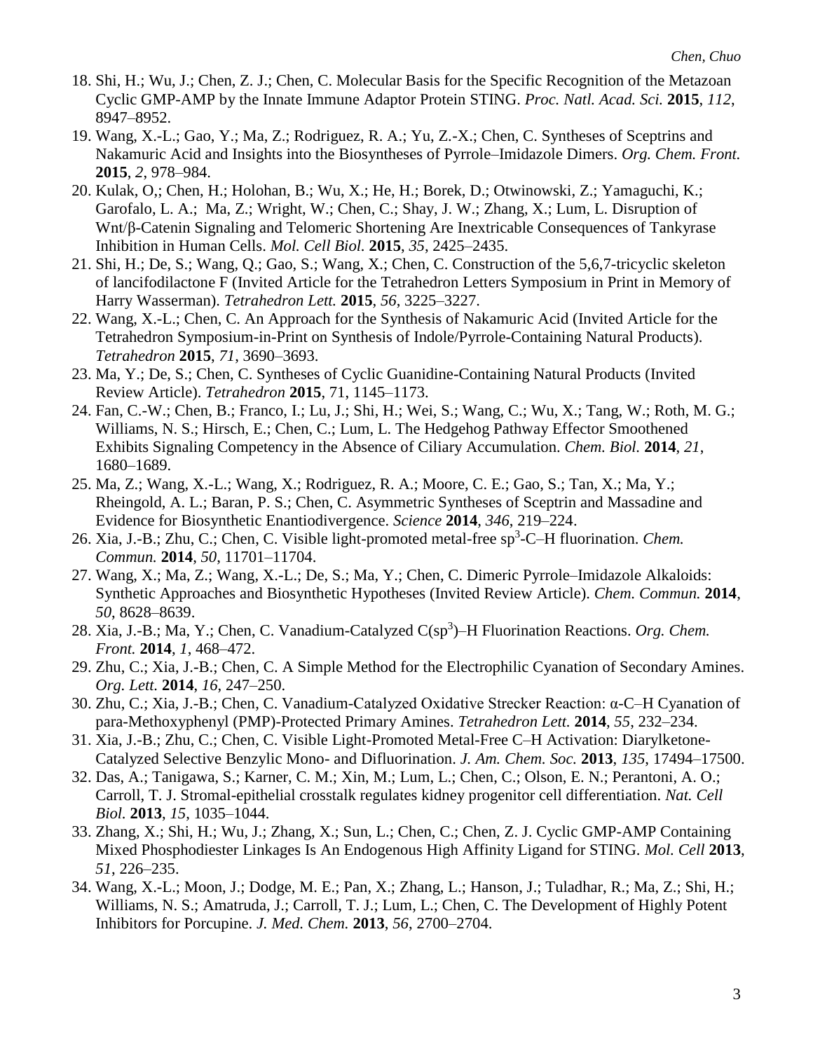18. Shi, H.; Wu, J.; Chen, Z. J.; Chen, C. Molecular Basis for the Specific Recognition of the Metazoan Cyclic GMP-AMP by the Innate Immune Adaptor Protein STING. *Proc. Natl. Acad. Sci.* **2015**, *112*, 8947–8952.
19. Wang, X.-L.; Gao, Y.; Ma, Z.; Rodriguez, R. A.; Yu, Z.-X.; Chen, C. Syntheses of Sceptrins and Nakamuric Acid and Insights into the Biosyntheses of Pyrrole–Imidazole Dimers. *Org. Chem. Front.* **2015**, *2*, 978–984.
20. Kulak, O,; Chen, H.; Holohan, B.; Wu, X.; He, H.; Borek, D.; Otwinowski, Z.; Yamaguchi, K.; Garofalo, L. A.; Ma, Z.; Wright, W.; Chen, C.; Shay, J. W.; Zhang, X.; Lum, L. Disruption of Wnt/β-Catenin Signaling and Telomeric Shortening Are Inextricable Consequences of Tankyrase Inhibition in Human Cells. *Mol. Cell Biol.* **2015**, *35*, 2425–2435.
21. Shi, H.; De, S.; Wang, Q.; Gao, S.; Wang, X.; Chen, C. Construction of the 5,6,7-tricyclic skeleton of lancifodilactone F (Invited Article for the Tetrahedron Letters Symposium in Print in Memory of Harry Wasserman). *Tetrahedron Lett.* **2015**, *56*, 3225–3227.
22. Wang, X.-L.; Chen, C. An Approach for the Synthesis of Nakamuric Acid (Invited Article for the Tetrahedron Symposium-in-Print on Synthesis of Indole/Pyrrole-Containing Natural Products). *Tetrahedron* **2015**, *71*, 3690–3693.
23. Ma, Y.; De, S.; Chen, C. Syntheses of Cyclic Guanidine-Containing Natural Products (Invited Review Article). *Tetrahedron* **2015**, 71, 1145–1173.
24. Fan, C.-W.; Chen, B.; Franco, I.; Lu, J.; Shi, H.; Wei, S.; Wang, C.; Wu, X.; Tang, W.; Roth, M. G.; Williams, N. S.; Hirsch, E.; Chen, C.; Lum, L. The Hedgehog Pathway Effector Smoothened Exhibits Signaling Competency in the Absence of Ciliary Accumulation. *Chem. Biol.* **2014**, *21*, 1680–1689.
25. Ma, Z.; Wang, X.-L.; Wang, X.; Rodriguez, R. A.; Moore, C. E.; Gao, S.; Tan, X.; Ma, Y.; Rheingold, A. L.; Baran, P. S.; Chen, C. Asymmetric Syntheses of Sceptrin and Massadine and Evidence for Biosynthetic Enantiodivergence. *Science* **2014**, *346*, 219–224.
26. Xia, J.-B.; Zhu, C.; Chen, C. Visible light-promoted metal-free $sp^3$-C–H fluorination. *Chem. Commun.* **2014**, *50*, 11701–11704.
27. Wang, X.; Ma, Z.; Wang, X.-L.; De, S.; Ma, Y.; Chen, C. Dimeric Pyrrole–Imidazole Alkaloids: Synthetic Approaches and Biosynthetic Hypotheses (Invited Review Article). *Chem. Commun.* **2014**, *50*, 8628–8639.
28. Xia, J.-B.; Ma, Y.; Chen, C. Vanadium-Catalyzed $C(sp^3)$–H Fluorination Reactions. *Org. Chem. Front.* **2014**, *1*, 468–472.
29. Zhu, C.; Xia, J.-B.; Chen, C. A Simple Method for the Electrophilic Cyanation of Secondary Amines. *Org. Lett.* **2014**, *16*, 247–250.
30. Zhu, C.; Xia, J.-B.; Chen, C. Vanadium-Catalyzed Oxidative Strecker Reaction: α-C–H Cyanation of para-Methoxyphenyl (PMP)-Protected Primary Amines. *Tetrahedron Lett.* **2014**, *55*, 232–234.
31. Xia, J.-B.; Zhu, C.; Chen, C. Visible Light-Promoted Metal-Free C–H Activation: Diarylketone-Catalyzed Selective Benzylic Mono- and Difluorination. *J. Am. Chem. Soc.* **2013**, *135*, 17494–17500.
32. Das, A.; Tanigawa, S.; Karner, C. M.; Xin, M.; Lum, L.; Chen, C.; Olson, E. N.; Perantoni, A. O.; Carroll, T. J. Stromal-epithelial crosstalk regulates kidney progenitor cell differentiation. *Nat. Cell Biol.* **2013**, *15*, 1035–1044.
33. Zhang, X.; Shi, H.; Wu, J.; Zhang, X.; Sun, L.; Chen, C.; Chen, Z. J. Cyclic GMP-AMP Containing Mixed Phosphodiester Linkages Is An Endogenous High Affinity Ligand for STING. *Mol. Cell* **2013**, *51*, 226–235.
34. Wang, X.-L.; Moon, J.; Dodge, M. E.; Pan, X.; Zhang, L.; Hanson, J.; Tuladhar, R.; Ma, Z.; Shi, H.; Williams, N. S.; Amatruda, J.; Carroll, T. J.; Lum, L.; Chen, C. The Development of Highly Potent Inhibitors for Porcupine. *J. Med. Chem.* **2013**, *56*, 2700–2704.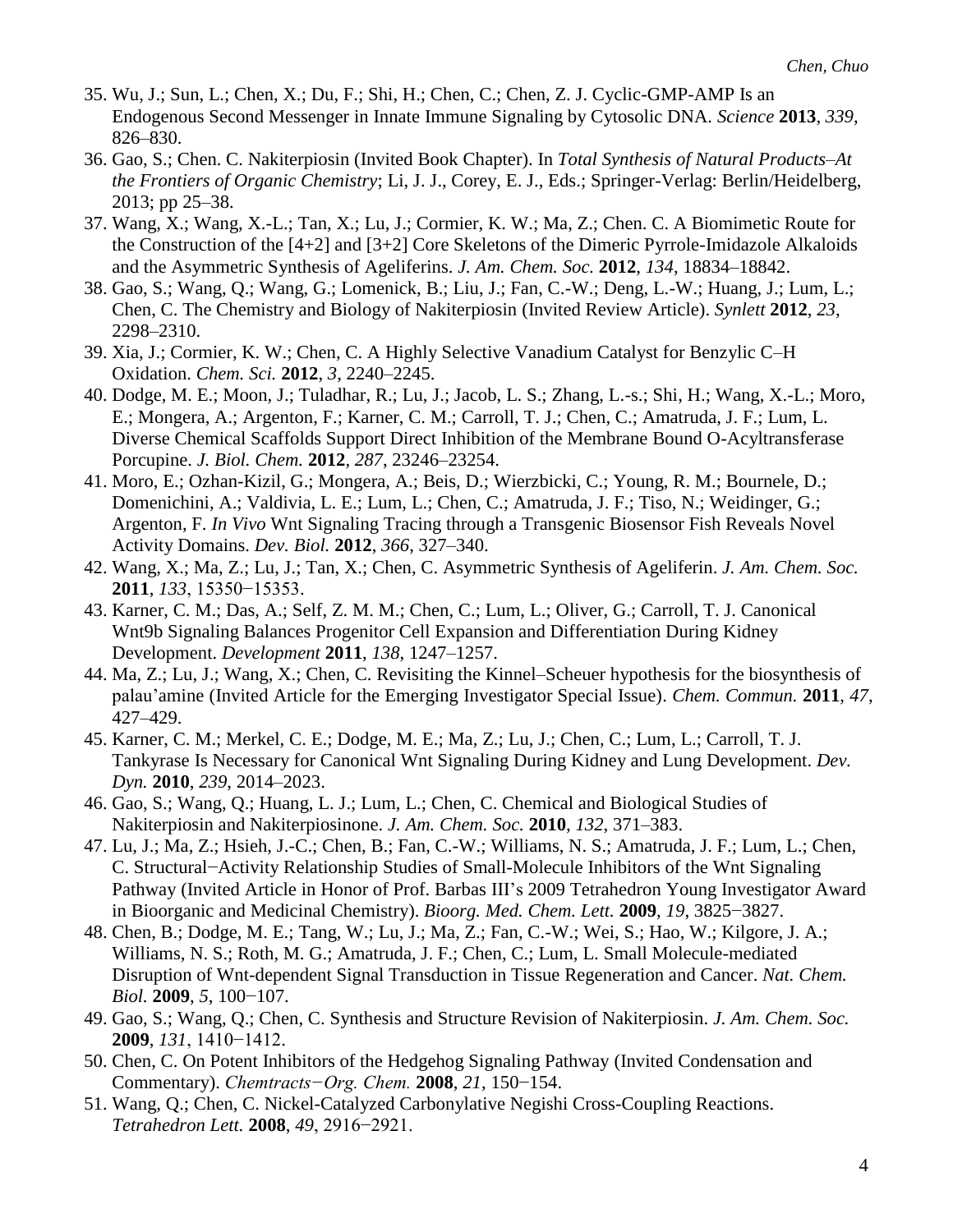35. Wu, J.; Sun, L.; Chen, X.; Du, F.; Shi, H.; Chen, C.; Chen, Z. J. Cyclic-GMP-AMP Is an Endogenous Second Messenger in Innate Immune Signaling by Cytosolic DNA. *Science* **2013**, *339*, 826–830.
36. Gao, S.; Chen. C. Nakiterpiosin (Invited Book Chapter). In *Total Synthesis of Natural Products–At the Frontiers of Organic Chemistry*; Li, J. J., Corey, E. J., Eds.; Springer-Verlag: Berlin/Heidelberg, 2013; pp 25–38.
37. Wang, X.; Wang, X.-L.; Tan, X.; Lu, J.; Cormier, K. W.; Ma, Z.; Chen. C. A Biomimetic Route for the Construction of the [4+2] and [3+2] Core Skeletons of the Dimeric Pyrrole-Imidazole Alkaloids and the Asymmetric Synthesis of Ageliferins. *J. Am. Chem. Soc.* **2012**, *134*, 18834–18842.
38. Gao, S.; Wang, Q.; Wang, G.; Lomenick, B.; Liu, J.; Fan, C.-W.; Deng, L.-W.; Huang, J.; Lum, L.; Chen, C. The Chemistry and Biology of Nakiterpiosin (Invited Review Article). *Synlett* **2012**, *23*, 2298–2310.
39. Xia, J.; Cormier, K. W.; Chen, C. A Highly Selective Vanadium Catalyst for Benzylic C–H Oxidation. *Chem. Sci.* **2012**, *3*, 2240–2245.
40. Dodge, M. E.; Moon, J.; Tuladhar, R.; Lu, J.; Jacob, L. S.; Zhang, L.-s.; Shi, H.; Wang, X.-L.; Moro, E.; Mongera, A.; Argenton, F.; Karner, C. M.; Carroll, T. J.; Chen, C.; Amatruda, J. F.; Lum, L. Diverse Chemical Scaffolds Support Direct Inhibition of the Membrane Bound O-Acyltransferase Porcupine. *J. Biol. Chem.* **2012**, *287*, 23246–23254.
41. Moro, E.; Ozhan-Kizil, G.; Mongera, A.; Beis, D.; Wierzbicki, C.; Young, R. M.; Bournele, D.; Domenichini, A.; Valdivia, L. E.; Lum, L.; Chen, C.; Amatruda, J. F.; Tiso, N.; Weidinger, G.; Argenton, F. *In Vivo* Wnt Signaling Tracing through a Transgenic Biosensor Fish Reveals Novel Activity Domains. *Dev. Biol.* **2012**, *366*, 327–340.
42. Wang, X.; Ma, Z.; Lu, J.; Tan, X.; Chen, C. Asymmetric Synthesis of Ageliferin. *J. Am. Chem. Soc.* **2011**, *133*, 15350−15353.
43. Karner, C. M.; Das, A.; Self, Z. M. M.; Chen, C.; Lum, L.; Oliver, G.; Carroll, T. J. Canonical Wnt9b Signaling Balances Progenitor Cell Expansion and Differentiation During Kidney Development. *Development* **2011**, *138*, 1247–1257.
44. Ma, Z.; Lu, J.; Wang, X.; Chen, C. Revisiting the Kinnel–Scheuer hypothesis for the biosynthesis of palau'amine (Invited Article for the Emerging Investigator Special Issue). *Chem. Commun.* **2011**, *47*, 427–429.
45. Karner, C. M.; Merkel, C. E.; Dodge, M. E.; Ma, Z.; Lu, J.; Chen, C.; Lum, L.; Carroll, T. J. Tankyrase Is Necessary for Canonical Wnt Signaling During Kidney and Lung Development. *Dev. Dyn.* **2010**, *239*, 2014–2023.
46. Gao, S.; Wang, Q.; Huang, L. J.; Lum, L.; Chen, C. Chemical and Biological Studies of Nakiterpiosin and Nakiterpiosinone. *J. Am. Chem. Soc.* **2010**, *132*, 371–383.
47. Lu, J.; Ma, Z.; Hsieh, J.-C.; Chen, B.; Fan, C.-W.; Williams, N. S.; Amatruda, J. F.; Lum, L.; Chen, C. Structural−Activity Relationship Studies of Small-Molecule Inhibitors of the Wnt Signaling Pathway (Invited Article in Honor of Prof. Barbas III's 2009 Tetrahedron Young Investigator Award in Bioorganic and Medicinal Chemistry). *Bioorg. Med. Chem. Lett.* **2009**, *19*, 3825−3827.
48. Chen, B.; Dodge, M. E.; Tang, W.; Lu, J.; Ma, Z.; Fan, C.-W.; Wei, S.; Hao, W.; Kilgore, J. A.; Williams, N. S.; Roth, M. G.; Amatruda, J. F.; Chen, C.; Lum, L. Small Molecule-mediated Disruption of Wnt-dependent Signal Transduction in Tissue Regeneration and Cancer. *Nat. Chem. Biol.* **2009**, *5*, 100−107.
49. Gao, S.; Wang, Q.; Chen, C. Synthesis and Structure Revision of Nakiterpiosin. *J. Am. Chem. Soc.* **2009**, *131*, 1410−1412.
50. Chen, C. On Potent Inhibitors of the Hedgehog Signaling Pathway (Invited Condensation and Commentary). *Chemtracts−Org. Chem.* **2008**, *21*, 150−154.
51. Wang, Q.; Chen, C. Nickel-Catalyzed Carbonylative Negishi Cross-Coupling Reactions. *Tetrahedron Lett.* **2008**, *49*, 2916−2921.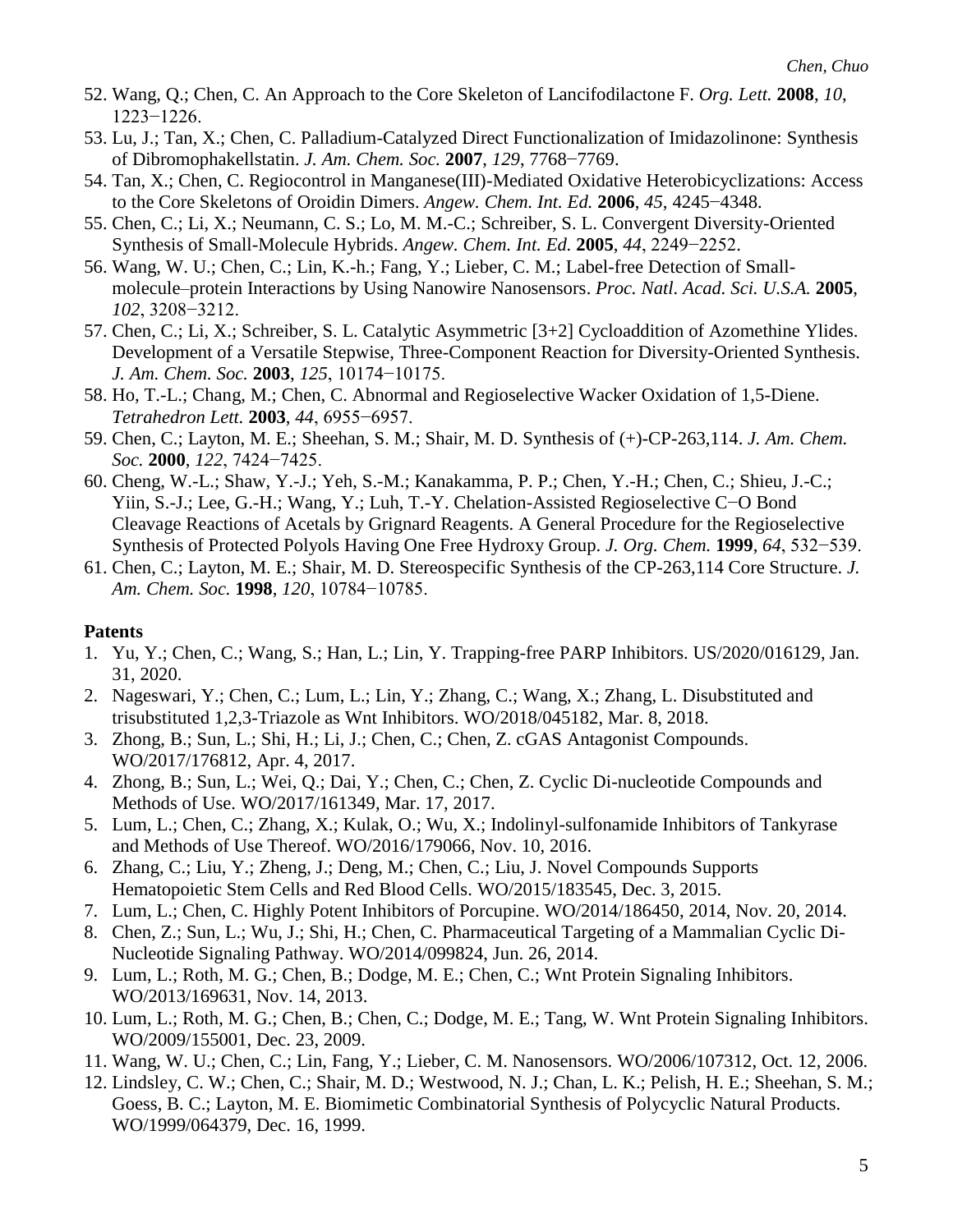52. Wang, Q.; Chen, C. An Approach to the Core Skeleton of Lancifodilactone F. *Org. Lett.* **2008**, *10*, 1223−1226.
53. Lu, J.; Tan, X.; Chen, C. Palladium-Catalyzed Direct Functionalization of Imidazolinone: Synthesis of Dibromophakellstatin. *J. Am. Chem. Soc.* **2007**, *129*, 7768−7769.
54. Tan, X.; Chen, C. Regiocontrol in Manganese(III)-Mediated Oxidative Heterobicyclizations: Access to the Core Skeletons of Oroidin Dimers. *Angew. Chem. Int. Ed.* **2006**, *45*, 4245−4348.
55. Chen, C.; Li, X.; Neumann, C. S.; Lo, M. M.-C.; Schreiber, S. L. Convergent Diversity-Oriented Synthesis of Small-Molecule Hybrids. *Angew. Chem. Int. Ed.* **2005**, *44*, 2249−2252.
56. Wang, W. U.; Chen, C.; Lin, K.-h.; Fang, Y.; Lieber, C. M.; Label-free Detection of Small-molecule–protein Interactions by Using Nanowire Nanosensors. *Proc. Natl. Acad. Sci. U.S.A.* **2005**, *102*, 3208−3212.
57. Chen, C.; Li, X.; Schreiber, S. L. Catalytic Asymmetric [3+2] Cycloaddition of Azomethine Ylides. Development of a Versatile Stepwise, Three-Component Reaction for Diversity-Oriented Synthesis. *J. Am. Chem. Soc.* **2003**, *125*, 10174−10175.
58. Ho, T.-L.; Chang, M.; Chen, C. Abnormal and Regioselective Wacker Oxidation of 1,5-Diene. *Tetrahedron Lett.* **2003**, *44*, 6955−6957.
59. Chen, C.; Layton, M. E.; Sheehan, S. M.; Shair, M. D. Synthesis of (+)-CP-263,114. *J. Am. Chem. Soc.* **2000**, *122*, 7424−7425.
60. Cheng, W.-L.; Shaw, Y.-J.; Yeh, S.-M.; Kanakamma, P. P.; Chen, Y.-H.; Chen, C.; Shieu, J.-C.; Yiin, S.-J.; Lee, G.-H.; Wang, Y.; Luh, T.-Y. Chelation-Assisted Regioselective C−O Bond Cleavage Reactions of Acetals by Grignard Reagents. A General Procedure for the Regioselective Synthesis of Protected Polyols Having One Free Hydroxy Group. *J. Org. Chem.* **1999**, *64*, 532−539.
61. Chen, C.; Layton, M. E.; Shair, M. D. Stereospecific Synthesis of the CP-263,114 Core Structure. *J. Am. Chem. Soc.* **1998**, *120*, 10784−10785.

**Patents**

1. Yu, Y.; Chen, C.; Wang, S.; Han, L.; Lin, Y. Trapping-free PARP Inhibitors. US/2020/016129, Jan. 31, 2020.
2. Nageswari, Y.; Chen, C.; Lum, L.; Lin, Y.; Zhang, C.; Wang, X.; Zhang, L. Disubstituted and trisubstituted 1,2,3-Triazole as Wnt Inhibitors. WO/2018/045182, Mar. 8, 2018.
3. Zhong, B.; Sun, L.; Shi, H.; Li, J.; Chen, C.; Chen, Z. cGAS Antagonist Compounds. WO/2017/176812, Apr. 4, 2017.
4. Zhong, B.; Sun, L.; Wei, Q.; Dai, Y.; Chen, C.; Chen, Z. Cyclic Di-nucleotide Compounds and Methods of Use. WO/2017/161349, Mar. 17, 2017.
5. Lum, L.; Chen, C.; Zhang, X.; Kulak, O.; Wu, X.; Indolinyl-sulfonamide Inhibitors of Tankyrase and Methods of Use Thereof. WO/2016/179066, Nov. 10, 2016.
6. Zhang, C.; Liu, Y.; Zheng, J.; Deng, M.; Chen, C.; Liu, J. Novel Compounds Supports Hematopoietic Stem Cells and Red Blood Cells. WO/2015/183545, Dec. 3, 2015.
7. Lum, L.; Chen, C. Highly Potent Inhibitors of Porcupine. WO/2014/186450, 2014, Nov. 20, 2014.
8. Chen, Z.; Sun, L.; Wu, J.; Shi, H.; Chen, C. Pharmaceutical Targeting of a Mammalian Cyclic Di-Nucleotide Signaling Pathway. WO/2014/099824, Jun. 26, 2014.
9. Lum, L.; Roth, M. G.; Chen, B.; Dodge, M. E.; Chen, C.; Wnt Protein Signaling Inhibitors. WO/2013/169631, Nov. 14, 2013.
10. Lum, L.; Roth, M. G.; Chen, B.; Chen, C.; Dodge, M. E.; Tang, W. Wnt Protein Signaling Inhibitors. WO/2009/155001, Dec. 23, 2009.
11. Wang, W. U.; Chen, C.; Lin, Fang, Y.; Lieber, C. M. Nanosensors. WO/2006/107312, Oct. 12, 2006.
12. Lindsley, C. W.; Chen, C.; Shair, M. D.; Westwood, N. J.; Chan, L. K.; Pelish, H. E.; Sheehan, S. M.; Goess, B. C.; Layton, M. E. Biomimetic Combinatorial Synthesis of Polycyclic Natural Products. WO/1999/064379, Dec. 16, 1999.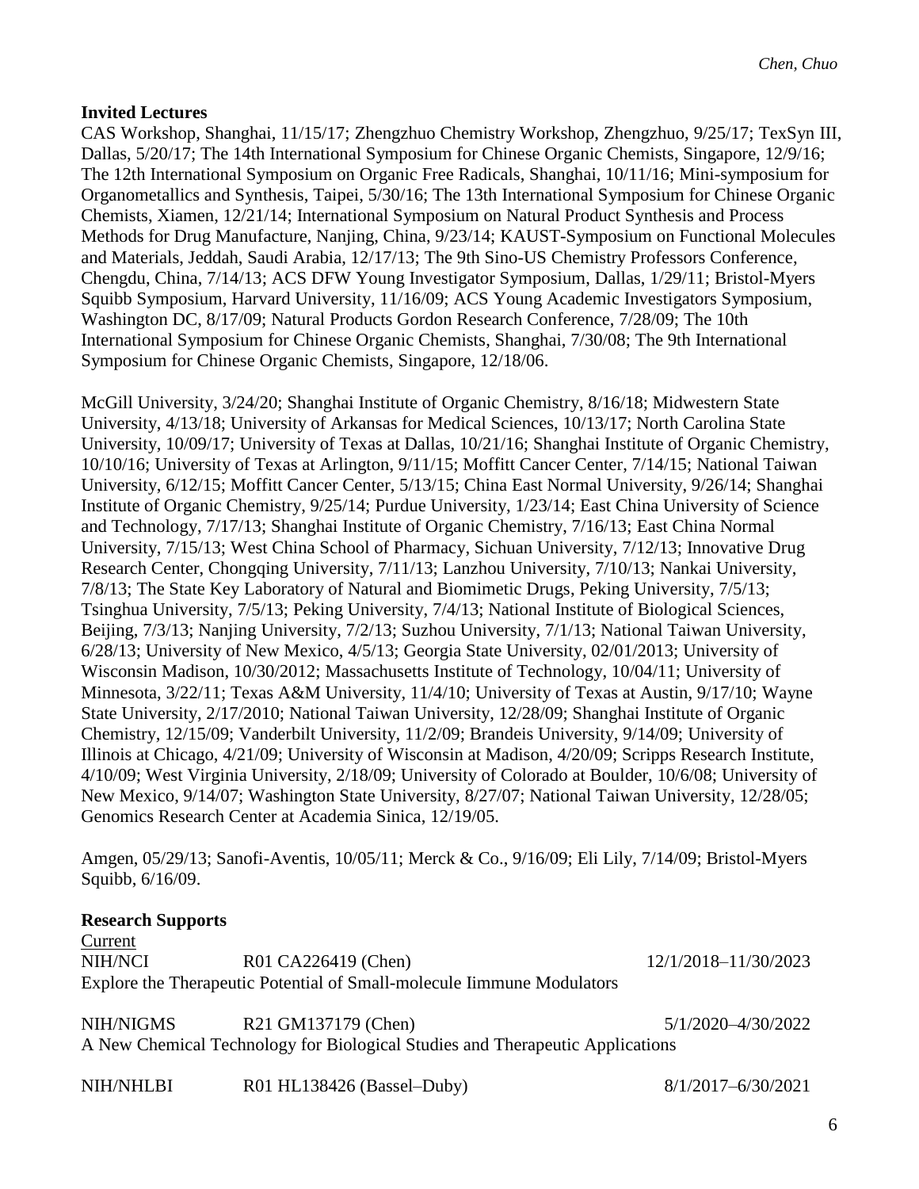## Invited Lectures

CAS Workshop, Shanghai, 11/15/17; Zhengzhuo Chemistry Workshop, Zhengzhuo, 9/25/17; TexSyn III, Dallas, 5/20/17; The 14th International Symposium for Chinese Organic Chemists, Singapore, 12/9/16; The 12th International Symposium on Organic Free Radicals, Shanghai, 10/11/16; Mini-symposium for Organometallics and Synthesis, Taipei, 5/30/16; The 13th International Symposium for Chinese Organic Chemists, Xiamen, 12/21/14; International Symposium on Natural Product Synthesis and Process Methods for Drug Manufacture, Nanjing, China, 9/23/14; KAUST-Symposium on Functional Molecules and Materials, Jeddah, Saudi Arabia, 12/17/13; The 9th Sino-US Chemistry Professors Conference, Chengdu, China, 7/14/13; ACS DFW Young Investigator Symposium, Dallas, 1/29/11; Bristol-Myers Squibb Symposium, Harvard University, 11/16/09; ACS Young Academic Investigators Symposium, Washington DC, 8/17/09; Natural Products Gordon Research Conference, 7/28/09; The 10th International Symposium for Chinese Organic Chemists, Shanghai, 7/30/08; The 9th International Symposium for Chinese Organic Chemists, Singapore, 12/18/06.

McGill University, 3/24/20; Shanghai Institute of Organic Chemistry, 8/16/18; Midwestern State University, 4/13/18; University of Arkansas for Medical Sciences, 10/13/17; North Carolina State University, 10/09/17; University of Texas at Dallas, 10/21/16; Shanghai Institute of Organic Chemistry, 10/10/16; University of Texas at Arlington, 9/11/15; Moffitt Cancer Center, 7/14/15; National Taiwan University, 6/12/15; Moffitt Cancer Center, 5/13/15; China East Normal University, 9/26/14; Shanghai Institute of Organic Chemistry, 9/25/14; Purdue University, 1/23/14; East China University of Science and Technology, 7/17/13; Shanghai Institute of Organic Chemistry, 7/16/13; East China Normal University, 7/15/13; West China School of Pharmacy, Sichuan University, 7/12/13; Innovative Drug Research Center, Chongqing University, 7/11/13; Lanzhou University, 7/10/13; Nankai University, 7/8/13; The State Key Laboratory of Natural and Biomimetic Drugs, Peking University, 7/5/13; Tsinghua University, 7/5/13; Peking University, 7/4/13; National Institute of Biological Sciences, Beijing, 7/3/13; Nanjing University, 7/2/13; Suzhou University, 7/1/13; National Taiwan University, 6/28/13; University of New Mexico, 4/5/13; Georgia State University, 02/01/2013; University of Wisconsin Madison, 10/30/2012; Massachusetts Institute of Technology, 10/04/11; University of Minnesota, 3/22/11; Texas A&M University, 11/4/10; University of Texas at Austin, 9/17/10; Wayne State University, 2/17/2010; National Taiwan University, 12/28/09; Shanghai Institute of Organic Chemistry, 12/15/09; Vanderbilt University, 11/2/09; Brandeis University, 9/14/09; University of Illinois at Chicago, 4/21/09; University of Wisconsin at Madison, 4/20/09; Scripps Research Institute, 4/10/09; West Virginia University, 2/18/09; University of Colorado at Boulder, 10/6/08; University of New Mexico, 9/14/07; Washington State University, 8/27/07; National Taiwan University, 12/28/05; Genomics Research Center at Academia Sinica, 12/19/05.

Amgen, 05/29/13; Sanofi-Aventis, 10/05/11; Merck & Co., 9/16/09; Eli Lily, 7/14/09; Bristol-Myers Squibb, 6/16/09.

## Research Supports

Current

NIH/NCI R01 CA226419 (Chen) 12/1/2018–11/30/2023
Explore the Therapeutic Potential of Small-molecule Iimmune Modulators

NIH/NIGMS R21 GM137179 (Chen) 5/1/2020–4/30/2022
A New Chemical Technology for Biological Studies and Therapeutic Applications

NIH/NHLBI R01 HL138426 (Bassel–Duby) 8/1/2017–6/30/2021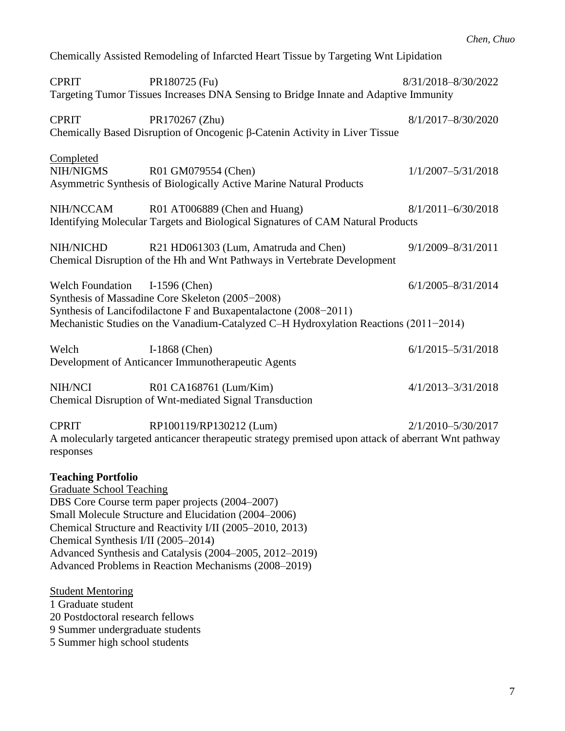Chemically Assisted Remodeling of Infarcted Heart Tissue by Targeting Wnt Lipidation

CPRIT PR180725 (Fu) 8/31/2018–8/30/2022
Targeting Tumor Tissues Increases DNA Sensing to Bridge Innate and Adaptive Immunity

CPRIT PR170267 (Zhu) 8/1/2017–8/30/2020
Chemically Based Disruption of Oncogenic β-Catenin Activity in Liver Tissue

Completed

NIH/NIGMS R01 GM079554 (Chen) 1/1/2007–5/31/2018
Asymmetric Synthesis of Biologically Active Marine Natural Products

NIH/NCCAM R01 AT006889 (Chen and Huang) 8/1/2011–6/30/2018
Identifying Molecular Targets and Biological Signatures of CAM Natural Products

NIH/NICHD R21 HD061303 (Lum, Amatruda and Chen) 9/1/2009–8/31/2011
Chemical Disruption of the Hh and Wnt Pathways in Vertebrate Development

Welch Foundation I-1596 (Chen) 6/1/2005–8/31/2014
Synthesis of Massadine Core Skeleton (2005−2008)
Synthesis of Lancifodilactone F and Buxapentalactone (2008−2011)
Mechanistic Studies on the Vanadium-Catalyzed C–H Hydroxylation Reactions (2011−2014)

Welch I-1868 (Chen) 6/1/2015–5/31/2018
Development of Anticancer Immunotherapeutic Agents

NIH/NCI R01 CA168761 (Lum/Kim) 4/1/2013–3/31/2018
Chemical Disruption of Wnt-mediated Signal Transduction

CPRIT RP100119/RP130212 (Lum) 2/1/2010–5/30/2017
A molecularly targeted anticancer therapeutic strategy premised upon attack of aberrant Wnt pathway responses

**Teaching Portfolio**

Graduate School Teaching

DBS Core Course term paper projects (2004–2007)
Small Molecule Structure and Elucidation (2004–2006)
Chemical Structure and Reactivity I/II (2005–2010, 2013)
Chemical Synthesis I/II (2005–2014)
Advanced Synthesis and Catalysis (2004–2005, 2012–2019)
Advanced Problems in Reaction Mechanisms (2008–2019)

Student Mentoring

1 Graduate student
20 Postdoctoral research fellows
9 Summer undergraduate students
5 Summer high school students